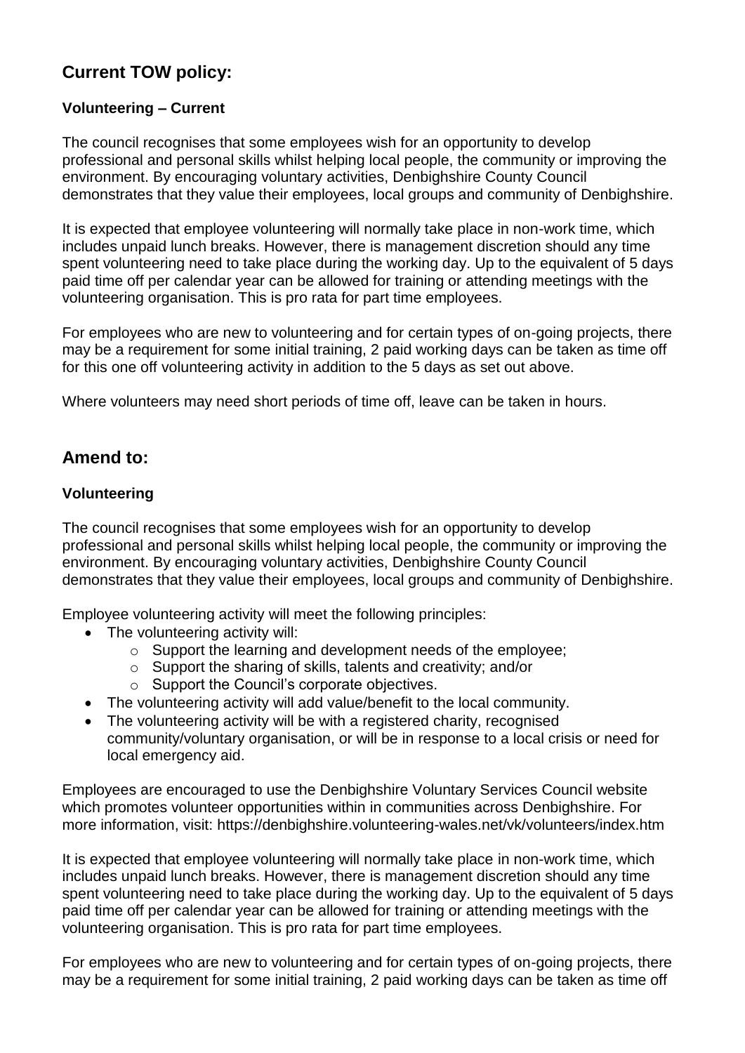## Current TOW policy:

### Volunteering – Current

The council recognises that some employees wish for an opportunity to develop professional and personal skills whilst helping local people, the community or improving the environment. By encouraging voluntary activities, Denbighshire County Council demonstrates that they value their employees, local groups and community of Denbighshire.

It is expected that employee volunteering will normally take place in non-work time, which includes unpaid lunch breaks. However, there is management discretion should any time spent volunteering need to take place during the working day. Up to the equivalent of 5 days paid time off per calendar year can be allowed for training or attending meetings with the volunteering organisation. This is pro rata for part time employees.

For employees who are new to volunteering and for certain types of on-going projects, there may be a requirement for some initial training, 2 paid working days can be taken as time off for this one off volunteering activity in addition to the 5 days as set out above.

Where volunteers may need short periods of time off, leave can be taken in hours.

## Amend to:

### Volunteering

The council recognises that some employees wish for an opportunity to develop professional and personal skills whilst helping local people, the community or improving the environment. By encouraging voluntary activities, Denbighshire County Council demonstrates that they value their employees, local groups and community of Denbighshire.

Employee volunteering activity will meet the following principles:

- The volunteering activity will:
  - Support the learning and development needs of the employee;
  - Support the sharing of skills, talents and creativity; and/or
  - Support the Council's corporate objectives.
- The volunteering activity will add value/benefit to the local community.
- The volunteering activity will be with a registered charity, recognised community/voluntary organisation, or will be in response to a local crisis or need for local emergency aid.

Employees are encouraged to use the Denbighshire Voluntary Services Council website which promotes volunteer opportunities within in communities across Denbighshire. For more information, visit: https://denbighshire.volunteering-wales.net/vk/volunteers/index.htm

It is expected that employee volunteering will normally take place in non-work time, which includes unpaid lunch breaks. However, there is management discretion should any time spent volunteering need to take place during the working day. Up to the equivalent of 5 days paid time off per calendar year can be allowed for training or attending meetings with the volunteering organisation. This is pro rata for part time employees.

For employees who are new to volunteering and for certain types of on-going projects, there may be a requirement for some initial training, 2 paid working days can be taken as time off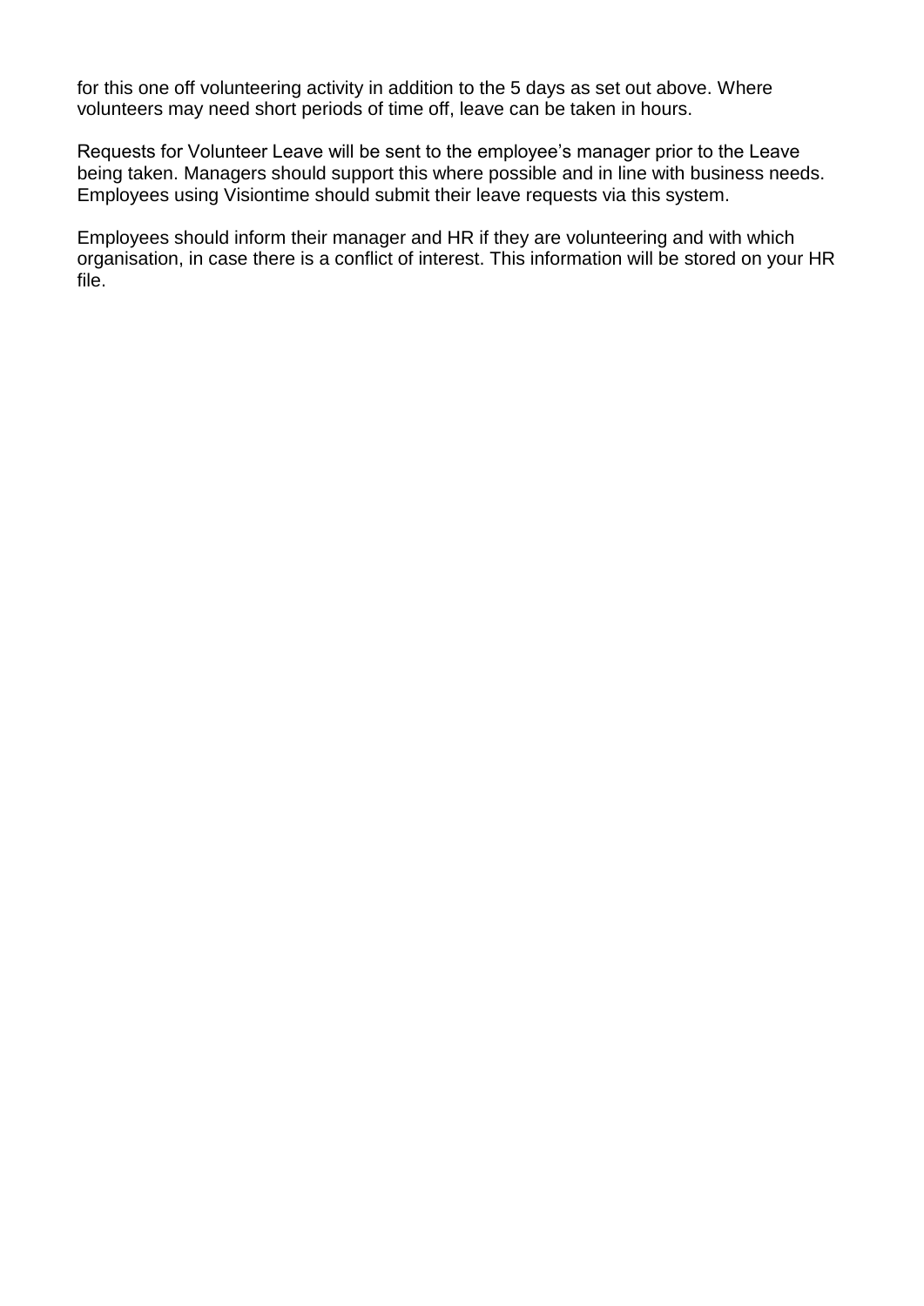for this one off volunteering activity in addition to the 5 days as set out above. Where volunteers may need short periods of time off, leave can be taken in hours.

Requests for Volunteer Leave will be sent to the employee's manager prior to the Leave being taken. Managers should support this where possible and in line with business needs. Employees using Visiontime should submit their leave requests via this system.

Employees should inform their manager and HR if they are volunteering and with which organisation, in case there is a conflict of interest. This information will be stored on your HR file.